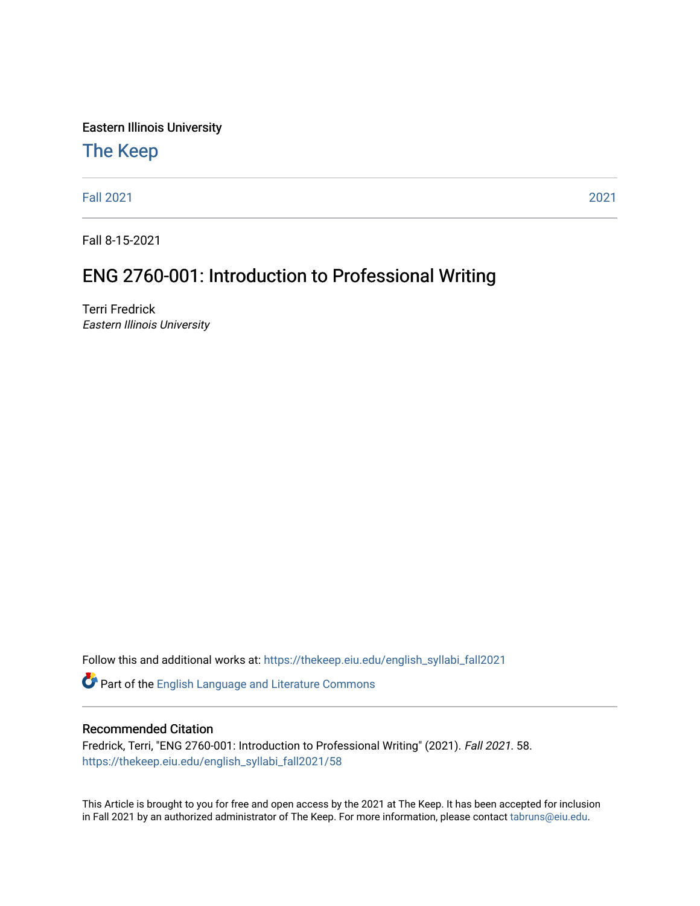Eastern Illinois University

# The Keep

Fall 2021 | 2021

Fall 8-15-2021

## ENG 2760-001: Introduction to Professional Writing

Terri Fredrick
*Eastern Illinois University*

Follow this and additional works at: https://thekeep.eiu.edu/english_syllabi_fall2021

Part of the English Language and Literature Commons

### Recommended Citation

Fredrick, Terri, "ENG 2760-001: Introduction to Professional Writing" (2021). *Fall 2021*. 58.
https://thekeep.eiu.edu/english_syllabi_fall2021/58

This Article is brought to you for free and open access by the 2021 at The Keep. It has been accepted for inclusion in Fall 2021 by an authorized administrator of The Keep. For more information, please contact tabruns@eiu.edu.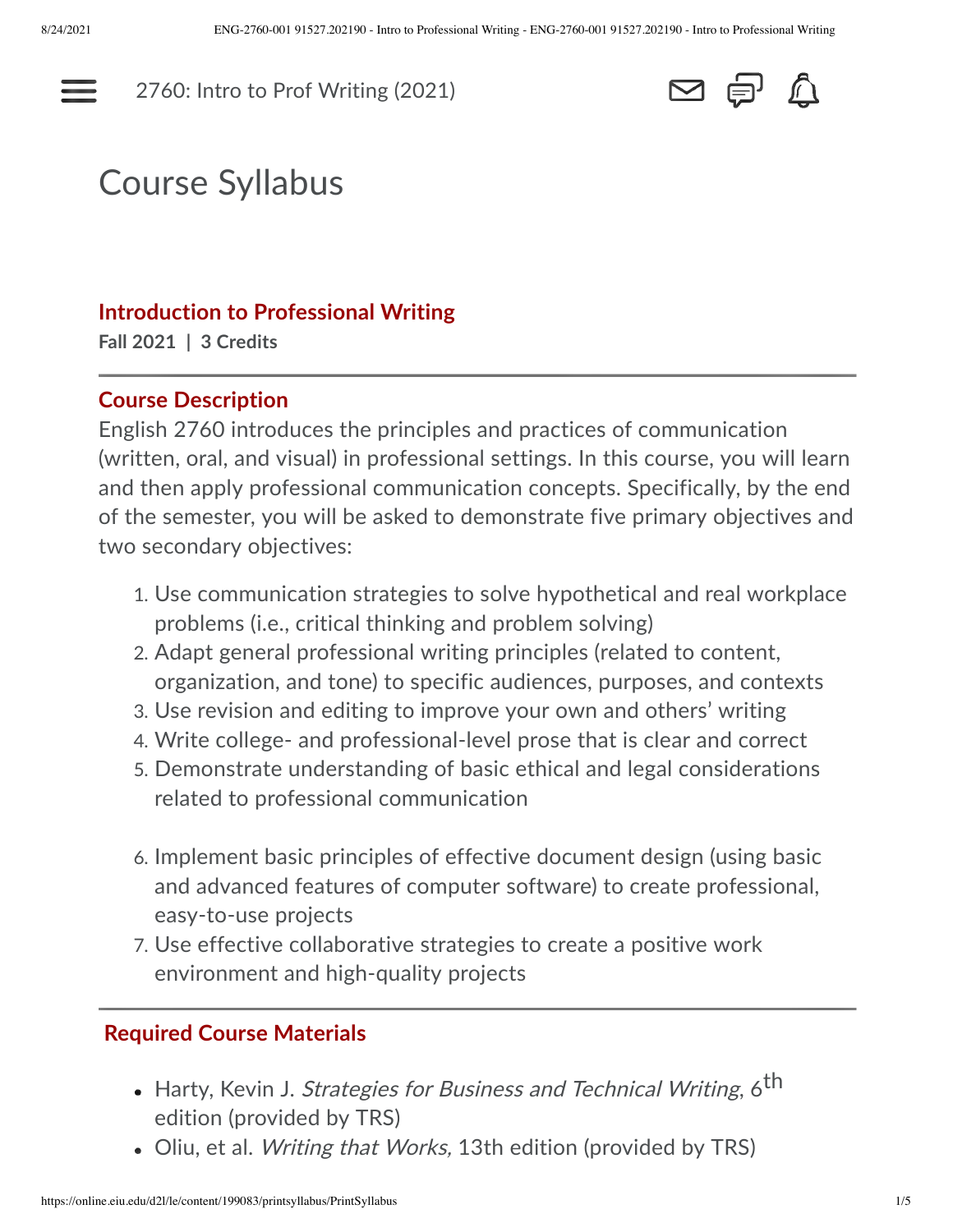2760: Intro to Prof Writing (2021)

# Course Syllabus

## Introduction to Professional Writing

**Fall 2021 | 3 Credits**

## Course Description

English 2760 introduces the principles and practices of communication (written, oral, and visual) in professional settings. In this course, you will learn and then apply professional communication concepts. Specifically, by the end of the semester, you will be asked to demonstrate five primary objectives and two secondary objectives:

1. Use communication strategies to solve hypothetical and real workplace problems (i.e., critical thinking and problem solving)
2. Adapt general professional writing principles (related to content, organization, and tone) to specific audiences, purposes, and contexts
3. Use revision and editing to improve your own and others' writing
4. Write college- and professional-level prose that is clear and correct
5. Demonstrate understanding of basic ethical and legal considerations related to professional communication

6. Implement basic principles of effective document design (using basic and advanced features of computer software) to create professional, easy-to-use projects
7. Use effective collaborative strategies to create a positive work environment and high-quality projects

## Required Course Materials

- Harty, Kevin J. *Strategies for Business and Technical Writing*, 6th edition (provided by TRS)
- Oliu, et al. *Writing that Works,* 13th edition (provided by TRS)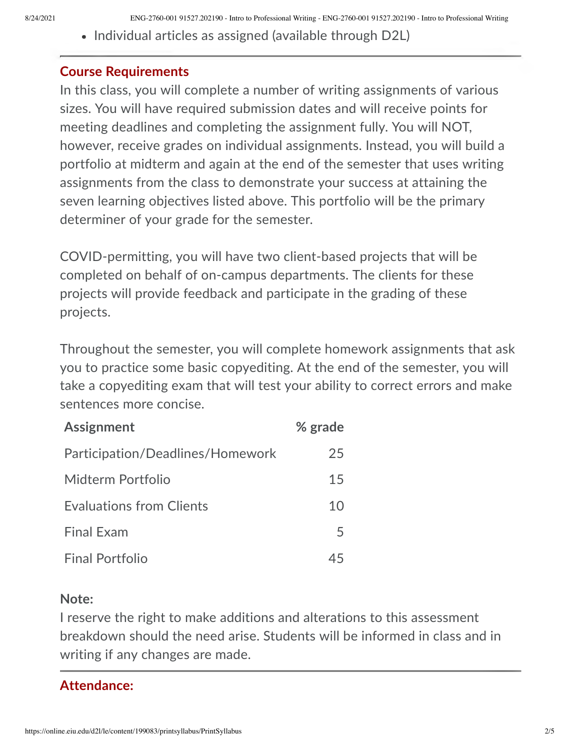- Individual articles as assigned (available through D2L)

## Course Requirements

In this class, you will complete a number of writing assignments of various sizes. You will have required submission dates and will receive points for meeting deadlines and completing the assignment fully. You will NOT, however, receive grades on individual assignments. Instead, you will build a portfolio at midterm and again at the end of the semester that uses writing assignments from the class to demonstrate your success at attaining the seven learning objectives listed above. This portfolio will be the primary determiner of your grade for the semester.

COVID-permitting, you will have two client-based projects that will be completed on behalf of on-campus departments. The clients for these projects will provide feedback and participate in the grading of these projects.

Throughout the semester, you will complete homework assignments that ask you to practice some basic copyediting. At the end of the semester, you will take a copyediting exam that will test your ability to correct errors and make sentences more concise.

| Assignment | % grade |
| --- | ---: |
| Participation/Deadlines/Homework | 25 |
| Midterm Portfolio | 15 |
| Evaluations from Clients | 10 |
| Final Exam | 5 |
| Final Portfolio | 45 |

**Note:**

I reserve the right to make additions and alterations to this assessment breakdown should the need arise. Students will be informed in class and in writing if any changes are made.

## Attendance: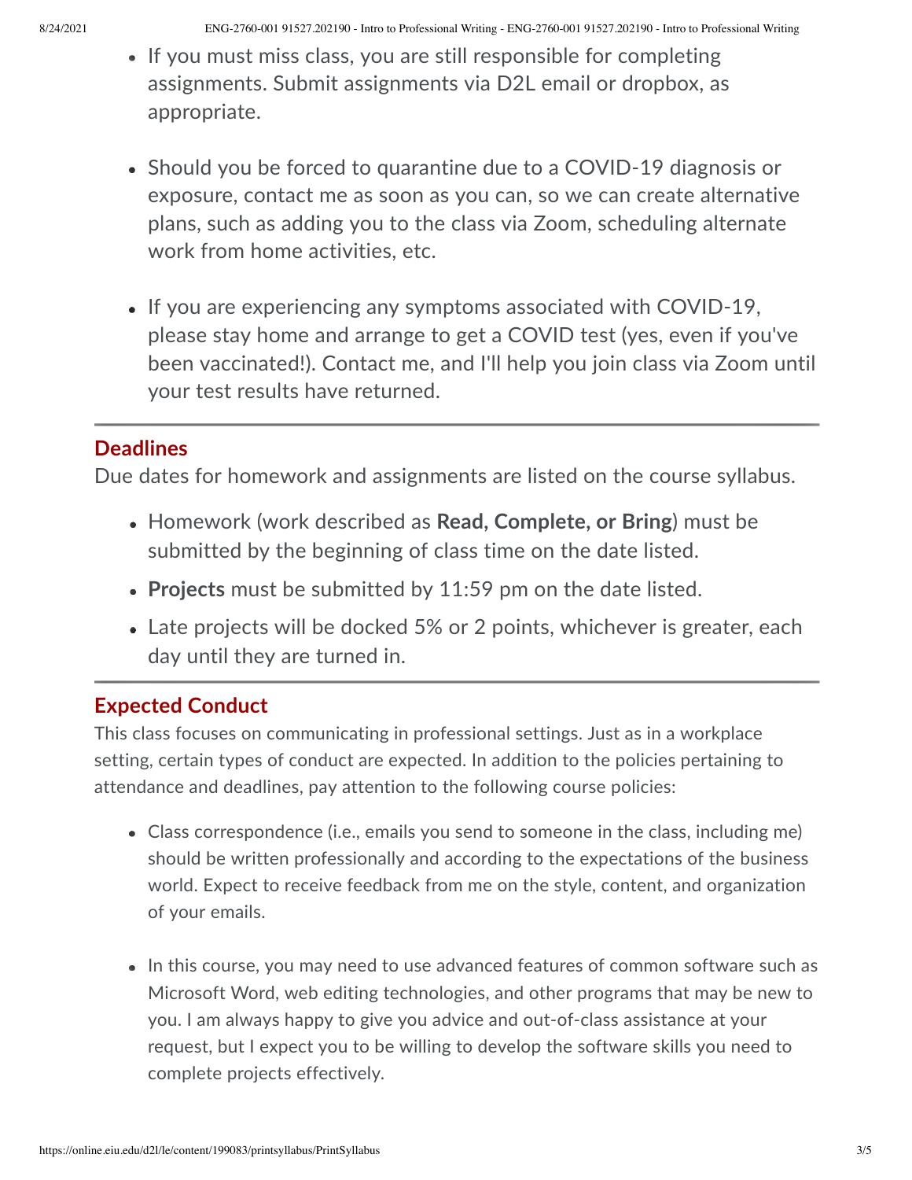- If you must miss class, you are still responsible for completing assignments. Submit assignments via D2L email or dropbox, as appropriate.

- Should you be forced to quarantine due to a COVID-19 diagnosis or exposure, contact me as soon as you can, so we can create alternative plans, such as adding you to the class via Zoom, scheduling alternate work from home activities, etc.

- If you are experiencing any symptoms associated with COVID-19, please stay home and arrange to get a COVID test (yes, even if you've been vaccinated!). Contact me, and I'll help you join class via Zoom until your test results have returned.

---

## Deadlines

Due dates for homework and assignments are listed on the course syllabus.

- Homework (work described as **Read, Complete, or Bring**) must be submitted by the beginning of class time on the date listed.
- **Projects** must be submitted by 11:59 pm on the date listed.
- Late projects will be docked 5% or 2 points, whichever is greater, each day until they are turned in.

---

## Expected Conduct

This class focuses on communicating in professional settings. Just as in a workplace setting, certain types of conduct are expected. In addition to the policies pertaining to attendance and deadlines, pay attention to the following course policies:

- Class correspondence (i.e., emails you send to someone in the class, including me) should be written professionally and according to the expectations of the business world. Expect to receive feedback from me on the style, content, and organization of your emails.

- In this course, you may need to use advanced features of common software such as Microsoft Word, web editing technologies, and other programs that may be new to you. I am always happy to give you advice and out-of-class assistance at your request, but I expect you to be willing to develop the software skills you need to complete projects effectively.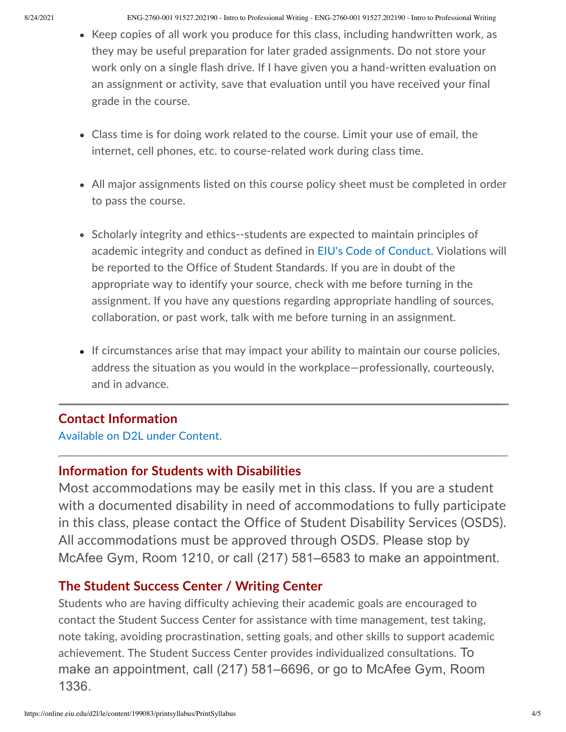- Keep copies of all work you produce for this class, including handwritten work, as they may be useful preparation for later graded assignments. Do not store your work only on a single flash drive. If I have given you a hand-written evaluation on an assignment or activity, save that evaluation until you have received your final grade in the course.

- Class time is for doing work related to the course. Limit your use of email, the internet, cell phones, etc. to course-related work during class time.

- All major assignments listed on this course policy sheet must be completed in order to pass the course.

- Scholarly integrity and ethics--students are expected to maintain principles of academic integrity and conduct as defined in EIU's Code of Conduct. Violations will be reported to the Office of Student Standards. If you are in doubt of the appropriate way to identify your source, check with me before turning in the assignment. If you have any questions regarding appropriate handling of sources, collaboration, or past work, talk with me before turning in an assignment.

- If circumstances arise that may impact your ability to maintain our course policies, address the situation as you would in the workplace—professionally, courteously, and in advance.

---

## Contact Information

Available on D2L under Content.

---

## Information for Students with Disabilities

Most accommodations may be easily met in this class. If you are a student with a documented disability in need of accommodations to fully participate in this class, please contact the Office of Student Disability Services (OSDS). All accommodations must be approved through OSDS. Please stop by McAfee Gym, Room 1210, or call (217) 581–6583 to make an appointment.

## The Student Success Center / Writing Center

Students who are having difficulty achieving their academic goals are encouraged to contact the Student Success Center for assistance with time management, test taking, note taking, avoiding procrastination, setting goals, and other skills to support academic achievement. The Student Success Center provides individualized consultations. To make an appointment, call (217) 581–6696, or go to McAfee Gym, Room 1336.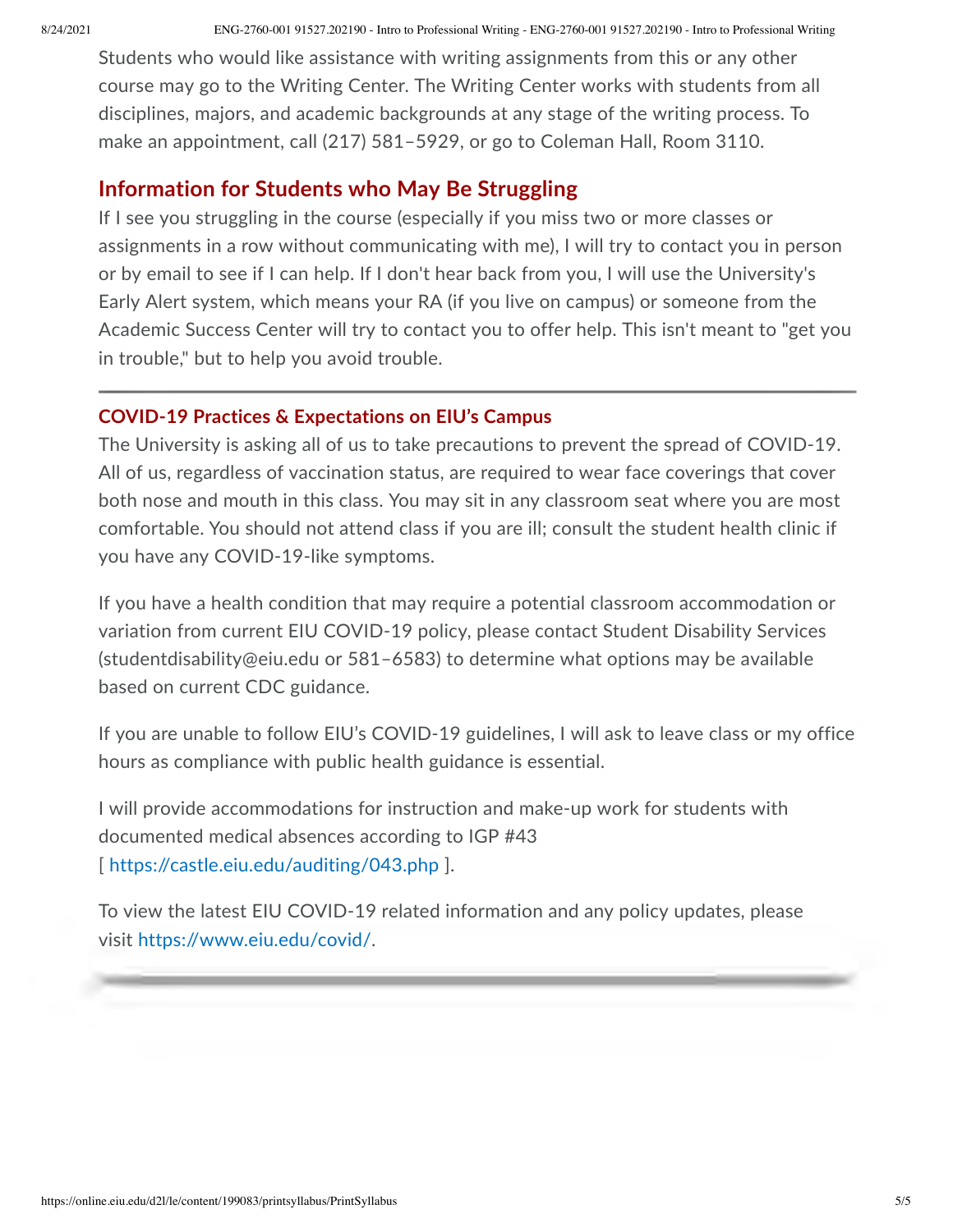Students who would like assistance with writing assignments from this or any other course may go to the Writing Center. The Writing Center works with students from all disciplines, majors, and academic backgrounds at any stage of the writing process. To make an appointment, call (217) 581–5929, or go to Coleman Hall, Room 3110.

## Information for Students who May Be Struggling

If I see you struggling in the course (especially if you miss two or more classes or assignments in a row without communicating with me), I will try to contact you in person or by email to see if I can help. If I don't hear back from you, I will use the University's Early Alert system, which means your RA (if you live on campus) or someone from the Academic Success Center will try to contact you to offer help. This isn't meant to "get you in trouble," but to help you avoid trouble.

---

### COVID-19 Practices & Expectations on EIU's Campus

The University is asking all of us to take precautions to prevent the spread of COVID-19. All of us, regardless of vaccination status, are required to wear face coverings that cover both nose and mouth in this class. You may sit in any classroom seat where you are most comfortable. You should not attend class if you are ill; consult the student health clinic if you have any COVID-19-like symptoms.

If you have a health condition that may require a potential classroom accommodation or variation from current EIU COVID-19 policy, please contact Student Disability Services (studentdisability@eiu.edu or 581–6583) to determine what options may be available based on current CDC guidance.

If you are unable to follow EIU's COVID-19 guidelines, I will ask to leave class or my office hours as compliance with public health guidance is essential.

I will provide accommodations for instruction and make-up work for students with documented medical absences according to IGP #43 [ https://castle.eiu.edu/auditing/043.php ].

To view the latest EIU COVID-19 related information and any policy updates, please visit https://www.eiu.edu/covid/.

---